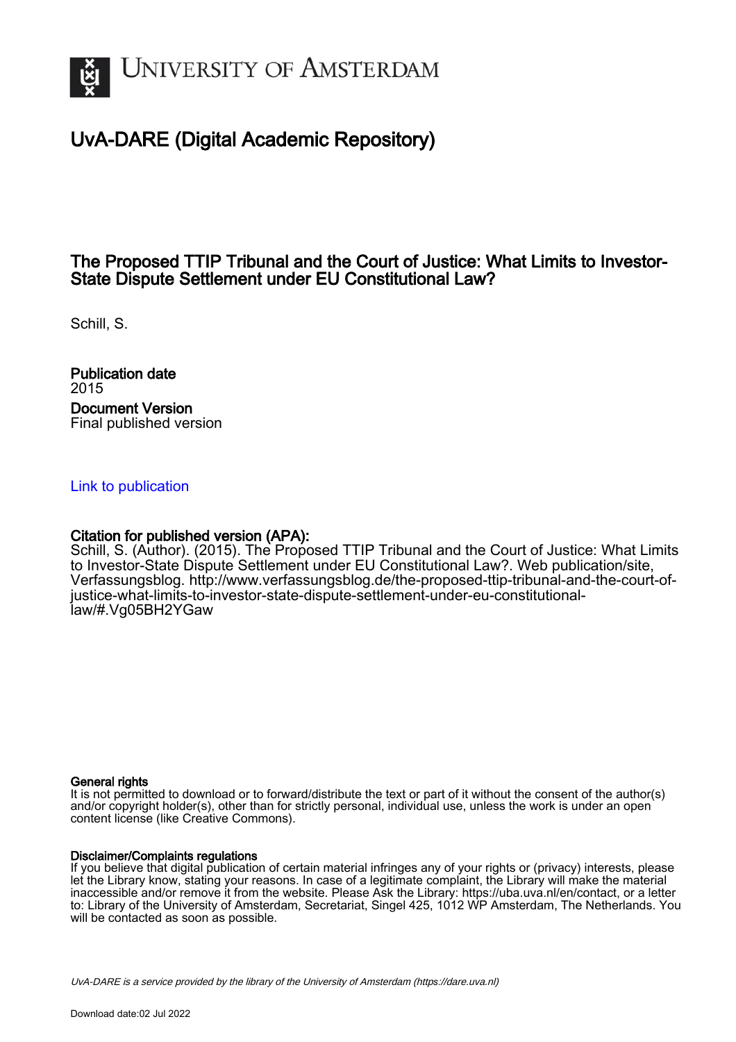UNIVERSITY OF AMSTERDAM

# UvA-DARE (Digital Academic Repository)

## The Proposed TTIP Tribunal and the Court of Justice: What Limits to Investor-State Dispute Settlement under EU Constitutional Law?

Schill, S.

**Publication date**
2015

**Document Version**
Final published version

Link to publication

**Citation for published version (APA):**
Schill, S. (Author). (2015). The Proposed TTIP Tribunal and the Court of Justice: What Limits to Investor-State Dispute Settlement under EU Constitutional Law?. Web publication/site, Verfassungsblog. http://www.verfassungsblog.de/the-proposed-ttip-tribunal-and-the-court-of-justice-what-limits-to-investor-state-dispute-settlement-under-eu-constitutional-law/#.Vg05BH2YGaw

**General rights**
It is not permitted to download or to forward/distribute the text or part of it without the consent of the author(s) and/or copyright holder(s), other than for strictly personal, individual use, unless the work is under an open content license (like Creative Commons).

**Disclaimer/Complaints regulations**
If you believe that digital publication of certain material infringes any of your rights or (privacy) interests, please let the Library know, stating your reasons. In case of a legitimate complaint, the Library will make the material inaccessible and/or remove it from the website. Please Ask the Library: https://uba.uva.nl/en/contact, or a letter to: Library of the University of Amsterdam, Secretariat, Singel 425, 1012 WP Amsterdam, The Netherlands. You will be contacted as soon as possible.

*UvA-DARE is a service provided by the library of the University of Amsterdam (https://dare.uva.nl)*

Download date:02 Jul 2022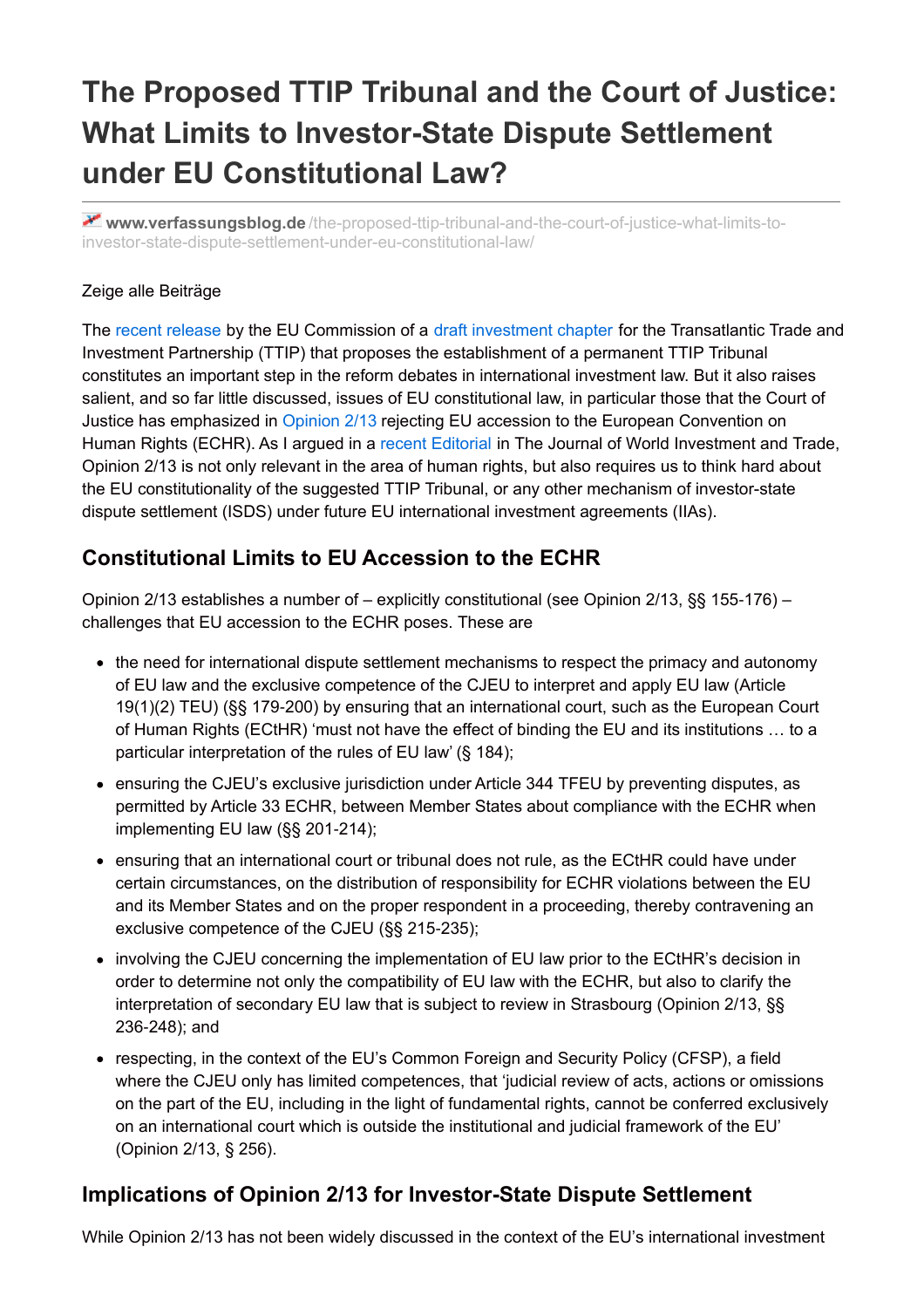# The Proposed TTIP Tribunal and the Court of Justice: What Limits to Investor-State Dispute Settlement under EU Constitutional Law?

www.verfassungsblog.de/the-proposed-ttip-tribunal-and-the-court-of-justice-what-limits-to-investor-state-dispute-settlement-under-eu-constitutional-law/

Zeige alle Beiträge

The recent release by the EU Commission of a draft investment chapter for the Transatlantic Trade and Investment Partnership (TTIP) that proposes the establishment of a permanent TTIP Tribunal constitutes an important step in the reform debates in international investment law. But it also raises salient, and so far little discussed, issues of EU constitutional law, in particular those that the Court of Justice has emphasized in Opinion 2/13 rejecting EU accession to the European Convention on Human Rights (ECHR). As I argued in a recent Editorial in The Journal of World Investment and Trade, Opinion 2/13 is not only relevant in the area of human rights, but also requires us to think hard about the EU constitutionality of the suggested TTIP Tribunal, or any other mechanism of investor-state dispute settlement (ISDS) under future EU international investment agreements (IIAs).

## Constitutional Limits to EU Accession to the ECHR

Opinion 2/13 establishes a number of – explicitly constitutional (see Opinion 2/13, §§ 155-176) – challenges that EU accession to the ECHR poses. These are

- the need for international dispute settlement mechanisms to respect the primacy and autonomy of EU law and the exclusive competence of the CJEU to interpret and apply EU law (Article 19(1)(2) TEU) (§§ 179-200) by ensuring that an international court, such as the European Court of Human Rights (ECtHR) 'must not have the effect of binding the EU and its institutions … to a particular interpretation of the rules of EU law' (§ 184);
- ensuring the CJEU's exclusive jurisdiction under Article 344 TFEU by preventing disputes, as permitted by Article 33 ECHR, between Member States about compliance with the ECHR when implementing EU law (§§ 201-214);
- ensuring that an international court or tribunal does not rule, as the ECtHR could have under certain circumstances, on the distribution of responsibility for ECHR violations between the EU and its Member States and on the proper respondent in a proceeding, thereby contravening an exclusive competence of the CJEU (§§ 215-235);
- involving the CJEU concerning the implementation of EU law prior to the ECtHR's decision in order to determine not only the compatibility of EU law with the ECHR, but also to clarify the interpretation of secondary EU law that is subject to review in Strasbourg (Opinion 2/13, §§ 236-248); and
- respecting, in the context of the EU's Common Foreign and Security Policy (CFSP), a field where the CJEU only has limited competences, that 'judicial review of acts, actions or omissions on the part of the EU, including in the light of fundamental rights, cannot be conferred exclusively on an international court which is outside the institutional and judicial framework of the EU' (Opinion 2/13, § 256).

## Implications of Opinion 2/13 for Investor-State Dispute Settlement

While Opinion 2/13 has not been widely discussed in the context of the EU's international investment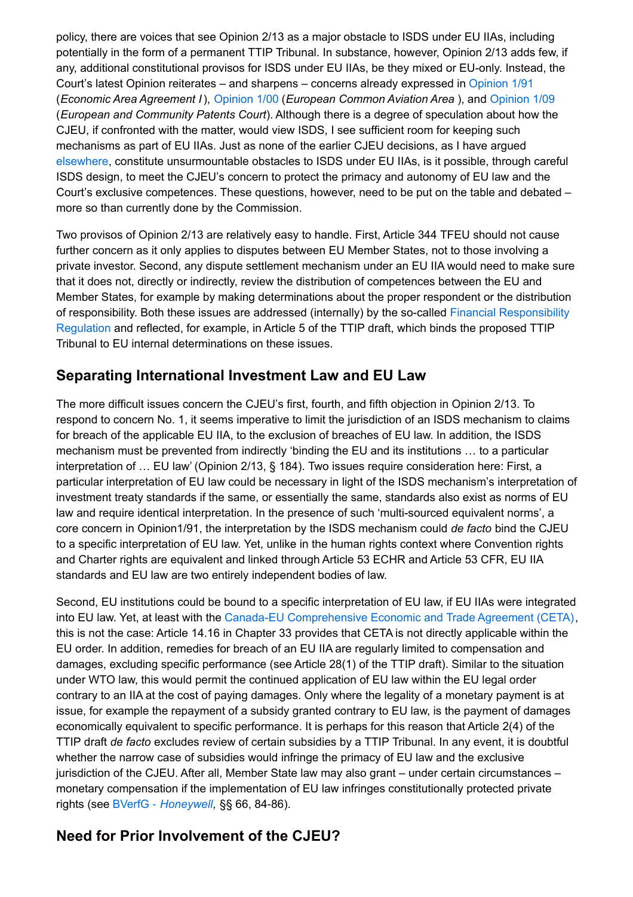policy, there are voices that see Opinion 2/13 as a major obstacle to ISDS under EU IIAs, including potentially in the form of a permanent TTIP Tribunal. In substance, however, Opinion 2/13 adds few, if any, additional constitutional provisos for ISDS under EU IIAs, be they mixed or EU-only. Instead, the Court's latest Opinion reiterates – and sharpens – concerns already expressed in Opinion 1/91 (*Economic Area Agreement I* ), Opinion 1/00 (*European Common Aviation Area* ), and Opinion 1/09 (*European and Community Patents Court*). Although there is a degree of speculation about how the CJEU, if confronted with the matter, would view ISDS, I see sufficient room for keeping such mechanisms as part of EU IIAs. Just as none of the earlier CJEU decisions, as I have argued elsewhere, constitute unsurmountable obstacles to ISDS under EU IIAs, is it possible, through careful ISDS design, to meet the CJEU's concern to protect the primacy and autonomy of EU law and the Court's exclusive competences. These questions, however, need to be put on the table and debated – more so than currently done by the Commission.

Two provisos of Opinion 2/13 are relatively easy to handle. First, Article 344 TFEU should not cause further concern as it only applies to disputes between EU Member States, not to those involving a private investor. Second, any dispute settlement mechanism under an EU IIA would need to make sure that it does not, directly or indirectly, review the distribution of competences between the EU and Member States, for example by making determinations about the proper respondent or the distribution of responsibility. Both these issues are addressed (internally) by the so-called Financial Responsibility Regulation and reflected, for example, in Article 5 of the TTIP draft, which binds the proposed TTIP Tribunal to EU internal determinations on these issues.

## Separating International Investment Law and EU Law

The more difficult issues concern the CJEU's first, fourth, and fifth objection in Opinion 2/13. To respond to concern No. 1, it seems imperative to limit the jurisdiction of an ISDS mechanism to claims for breach of the applicable EU IIA, to the exclusion of breaches of EU law. In addition, the ISDS mechanism must be prevented from indirectly 'binding the EU and its institutions … to a particular interpretation of … EU law' (Opinion 2/13, § 184). Two issues require consideration here: First, a particular interpretation of EU law could be necessary in light of the ISDS mechanism's interpretation of investment treaty standards if the same, or essentially the same, standards also exist as norms of EU law and require identical interpretation. In the presence of such 'multi-sourced equivalent norms', a core concern in Opinion1/91, the interpretation by the ISDS mechanism could *de facto* bind the CJEU to a specific interpretation of EU law. Yet, unlike in the human rights context where Convention rights and Charter rights are equivalent and linked through Article 53 ECHR and Article 53 CFR, EU IIA standards and EU law are two entirely independent bodies of law.

Second, EU institutions could be bound to a specific interpretation of EU law, if EU IIAs were integrated into EU law. Yet, at least with the Canada-EU Comprehensive Economic and Trade Agreement (CETA), this is not the case: Article 14.16 in Chapter 33 provides that CETA is not directly applicable within the EU order. In addition, remedies for breach of an EU IIA are regularly limited to compensation and damages, excluding specific performance (see Article 28(1) of the TTIP draft). Similar to the situation under WTO law, this would permit the continued application of EU law within the EU legal order contrary to an IIA at the cost of paying damages. Only where the legality of a monetary payment is at issue, for example the repayment of a subsidy granted contrary to EU law, is the payment of damages economically equivalent to specific performance. It is perhaps for this reason that Article 2(4) of the TTIP draft *de facto* excludes review of certain subsidies by a TTIP Tribunal. In any event, it is doubtful whether the narrow case of subsidies would infringe the primacy of EU law and the exclusive jurisdiction of the CJEU. After all, Member State law may also grant – under certain circumstances – monetary compensation if the implementation of EU law infringes constitutionally protected private rights (see BVerfG - *Honeywell,* §§ 66, 84-86).

## Need for Prior Involvement of the CJEU?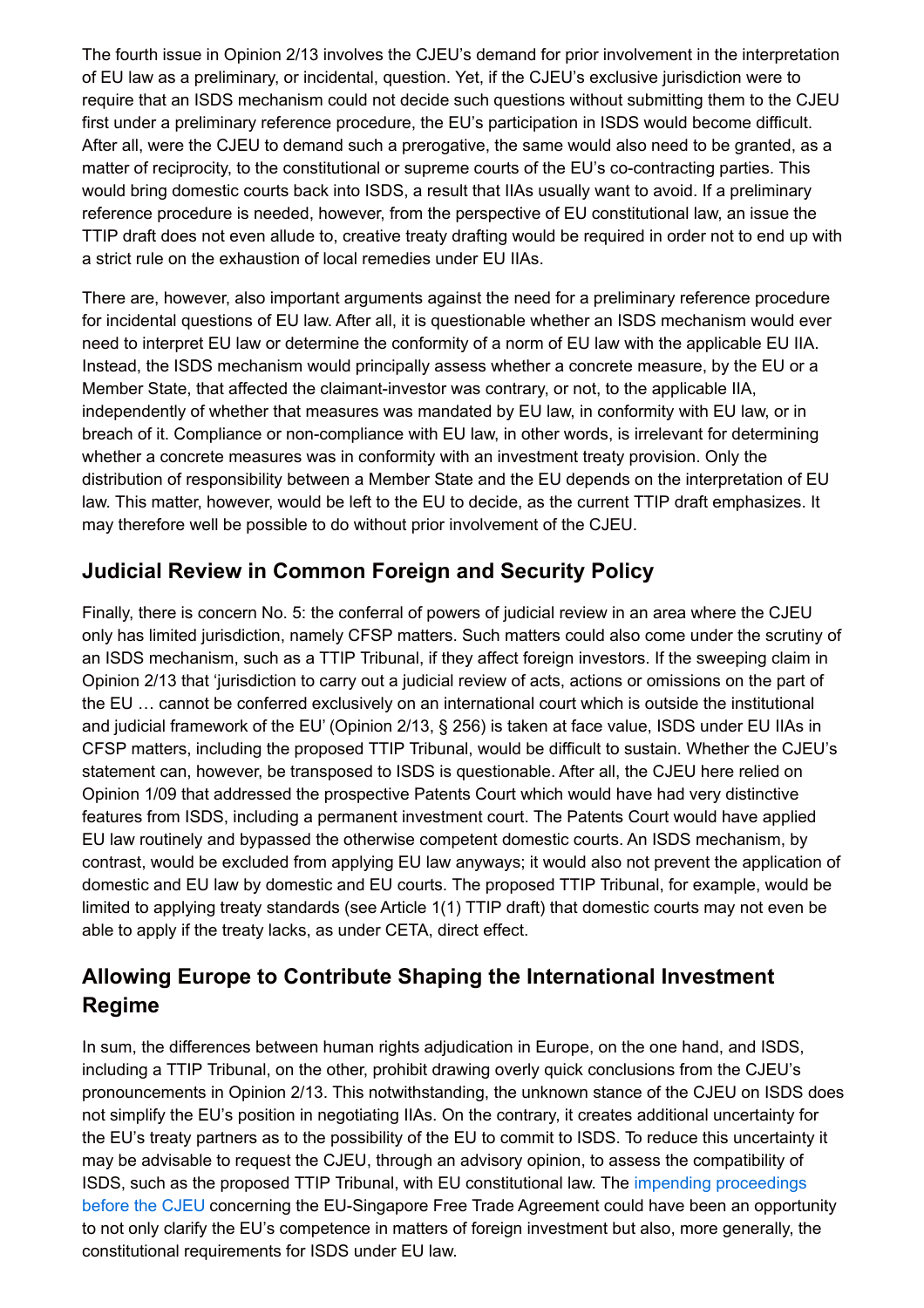The fourth issue in Opinion 2/13 involves the CJEU's demand for prior involvement in the interpretation of EU law as a preliminary, or incidental, question. Yet, if the CJEU's exclusive jurisdiction were to require that an ISDS mechanism could not decide such questions without submitting them to the CJEU first under a preliminary reference procedure, the EU's participation in ISDS would become difficult. After all, were the CJEU to demand such a prerogative, the same would also need to be granted, as a matter of reciprocity, to the constitutional or supreme courts of the EU's co-contracting parties. This would bring domestic courts back into ISDS, a result that IIAs usually want to avoid. If a preliminary reference procedure is needed, however, from the perspective of EU constitutional law, an issue the TTIP draft does not even allude to, creative treaty drafting would be required in order not to end up with a strict rule on the exhaustion of local remedies under EU IIAs.

There are, however, also important arguments against the need for a preliminary reference procedure for incidental questions of EU law. After all, it is questionable whether an ISDS mechanism would ever need to interpret EU law or determine the conformity of a norm of EU law with the applicable EU IIA. Instead, the ISDS mechanism would principally assess whether a concrete measure, by the EU or a Member State, that affected the claimant-investor was contrary, or not, to the applicable IIA, independently of whether that measures was mandated by EU law, in conformity with EU law, or in breach of it. Compliance or non-compliance with EU law, in other words, is irrelevant for determining whether a concrete measures was in conformity with an investment treaty provision. Only the distribution of responsibility between a Member State and the EU depends on the interpretation of EU law. This matter, however, would be left to the EU to decide, as the current TTIP draft emphasizes. It may therefore well be possible to do without prior involvement of the CJEU.

## Judicial Review in Common Foreign and Security Policy

Finally, there is concern No. 5: the conferral of powers of judicial review in an area where the CJEU only has limited jurisdiction, namely CFSP matters. Such matters could also come under the scrutiny of an ISDS mechanism, such as a TTIP Tribunal, if they affect foreign investors. If the sweeping claim in Opinion 2/13 that 'jurisdiction to carry out a judicial review of acts, actions or omissions on the part of the EU … cannot be conferred exclusively on an international court which is outside the institutional and judicial framework of the EU' (Opinion 2/13, § 256) is taken at face value, ISDS under EU IIAs in CFSP matters, including the proposed TTIP Tribunal, would be difficult to sustain. Whether the CJEU's statement can, however, be transposed to ISDS is questionable. After all, the CJEU here relied on Opinion 1/09 that addressed the prospective Patents Court which would have had very distinctive features from ISDS, including a permanent investment court. The Patents Court would have applied EU law routinely and bypassed the otherwise competent domestic courts. An ISDS mechanism, by contrast, would be excluded from applying EU law anyways; it would also not prevent the application of domestic and EU law by domestic and EU courts. The proposed TTIP Tribunal, for example, would be limited to applying treaty standards (see Article 1(1) TTIP draft) that domestic courts may not even be able to apply if the treaty lacks, as under CETA, direct effect.

## Allowing Europe to Contribute Shaping the International Investment Regime

In sum, the differences between human rights adjudication in Europe, on the one hand, and ISDS, including a TTIP Tribunal, on the other, prohibit drawing overly quick conclusions from the CJEU's pronouncements in Opinion 2/13. This notwithstanding, the unknown stance of the CJEU on ISDS does not simplify the EU's position in negotiating IIAs. On the contrary, it creates additional uncertainty for the EU's treaty partners as to the possibility of the EU to commit to ISDS. To reduce this uncertainty it may be advisable to request the CJEU, through an advisory opinion, to assess the compatibility of ISDS, such as the proposed TTIP Tribunal, with EU constitutional law. The impending proceedings before the CJEU concerning the EU-Singapore Free Trade Agreement could have been an opportunity to not only clarify the EU's competence in matters of foreign investment but also, more generally, the constitutional requirements for ISDS under EU law.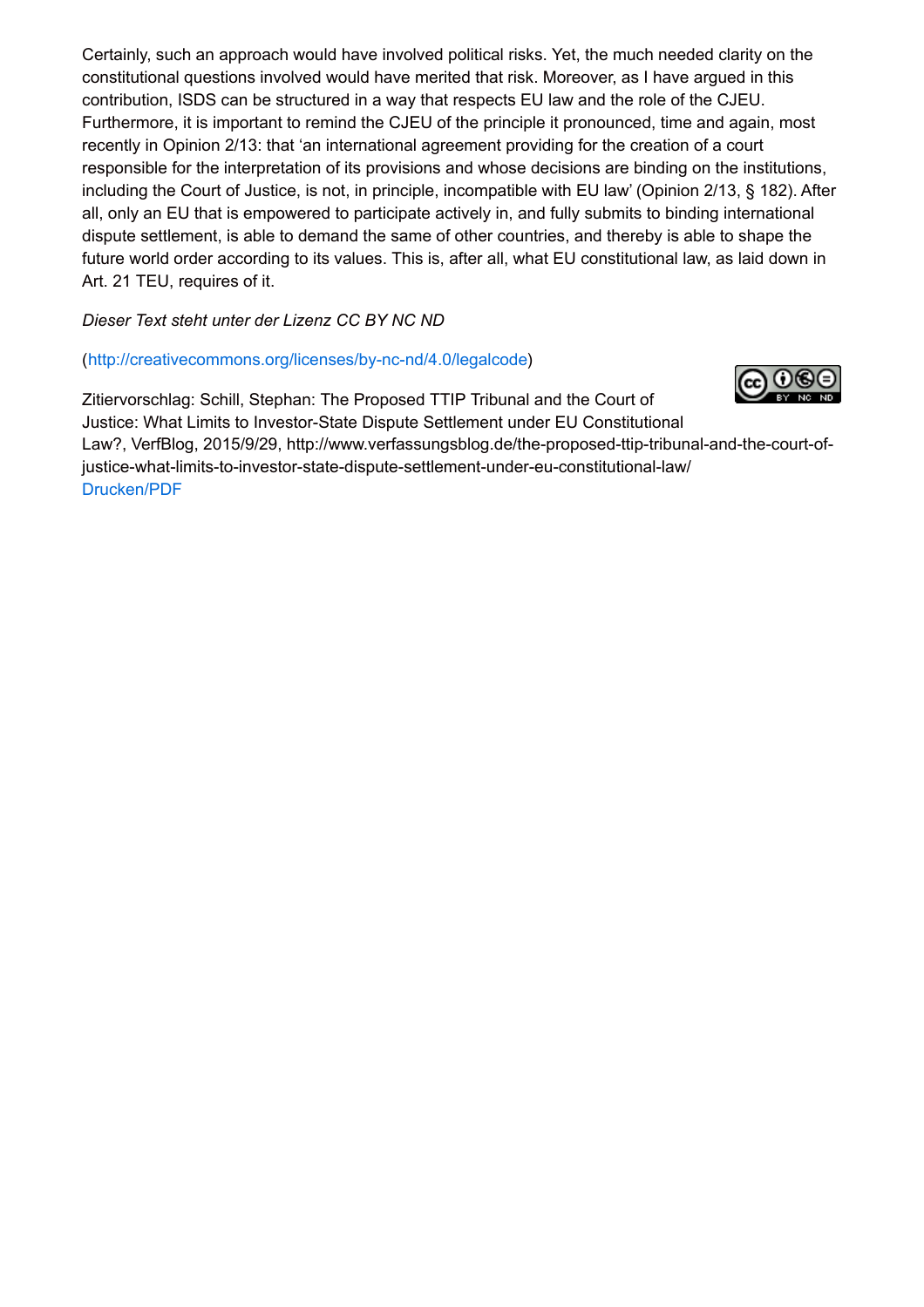Certainly, such an approach would have involved political risks. Yet, the much needed clarity on the constitutional questions involved would have merited that risk. Moreover, as I have argued in this contribution, ISDS can be structured in a way that respects EU law and the role of the CJEU. Furthermore, it is important to remind the CJEU of the principle it pronounced, time and again, most recently in Opinion 2/13: that 'an international agreement providing for the creation of a court responsible for the interpretation of its provisions and whose decisions are binding on the institutions, including the Court of Justice, is not, in principle, incompatible with EU law' (Opinion 2/13, § 182). After all, only an EU that is empowered to participate actively in, and fully submits to binding international dispute settlement, is able to demand the same of other countries, and thereby is able to shape the future world order according to its values. This is, after all, what EU constitutional law, as laid down in Art. 21 TEU, requires of it.

*Dieser Text steht unter der Lizenz CC BY NC ND*

(http://creativecommons.org/licenses/by-nc-nd/4.0/legalcode)

Zitiervorschlag: Schill, Stephan: The Proposed TTIP Tribunal and the Court of Justice: What Limits to Investor-State Dispute Settlement under EU Constitutional Law?, VerfBlog, 2015/9/29, http://www.verfassungsblog.de/the-proposed-ttip-tribunal-and-the-court-of-justice-what-limits-to-investor-state-dispute-settlement-under-eu-constitutional-law/

Drucken/PDF